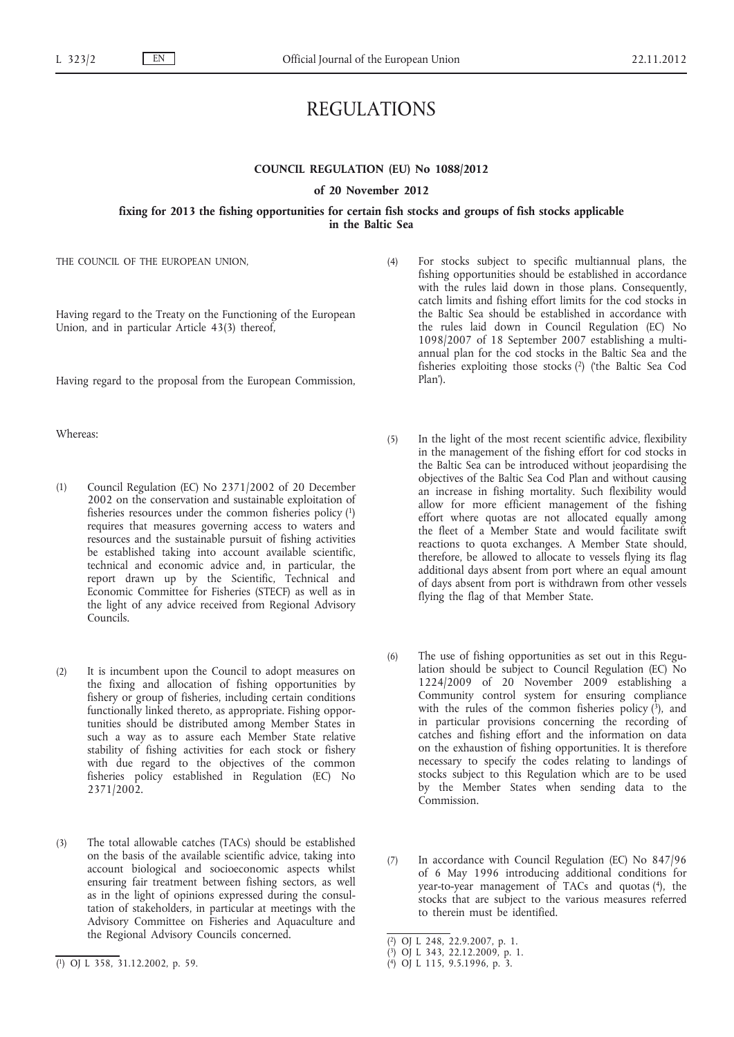# REGULATIONS

## COUNCIL REGULATION (EU) No 1088/2012

### of 20 November 2012

### fixing for 2013 the fishing opportunities for certain fish stocks and groups of fish stocks applicable in the Baltic Sea

THE COUNCIL OF THE EUROPEAN UNION,

Having regard to the Treaty on the Functioning of the European Union, and in particular Article 43(3) thereof,

Having regard to the proposal from the European Commission,

Whereas:

(1) Council Regulation (EC) No 2371/2002 of 20 December 2002 on the conservation and sustainable exploitation of fisheries resources under the common fisheries policy [1] requires that measures governing access to waters and resources and the sustainable pursuit of fishing activities be established taking into account available scientific, technical and economic advice and, in particular, the report drawn up by the Scientific, Technical and Economic Committee for Fisheries (STECF) as well as in the light of any advice received from Regional Advisory Councils.

(2) It is incumbent upon the Council to adopt measures on the fixing and allocation of fishing opportunities by fishery or group of fisheries, including certain conditions functionally linked thereto, as appropriate. Fishing opportunities should be distributed among Member States in such a way as to assure each Member State relative stability of fishing activities for each stock or fishery with due regard to the objectives of the common fisheries policy established in Regulation (EC) No 2371/2002.

(3) The total allowable catches (TACs) should be established on the basis of the available scientific advice, taking into account biological and socioeconomic aspects whilst ensuring fair treatment between fishing sectors, as well as in the light of opinions expressed during the consultation of stakeholders, in particular at meetings with the Advisory Committee on Fisheries and Aquaculture and the Regional Advisory Councils concerned.

(4) For stocks subject to specific multiannual plans, the fishing opportunities should be established in accordance with the rules laid down in those plans. Consequently, catch limits and fishing effort limits for the cod stocks in the Baltic Sea should be established in accordance with the rules laid down in Council Regulation (EC) No 1098/2007 of 18 September 2007 establishing a multiannual plan for the cod stocks in the Baltic Sea and the fisheries exploiting those stocks [2] ('the Baltic Sea Cod Plan').

(5) In the light of the most recent scientific advice, flexibility in the management of the fishing effort for cod stocks in the Baltic Sea can be introduced without jeopardising the objectives of the Baltic Sea Cod Plan and without causing an increase in fishing mortality. Such flexibility would allow for more efficient management of the fishing effort where quotas are not allocated equally among the fleet of a Member State and would facilitate swift reactions to quota exchanges. A Member State should, therefore, be allowed to allocate to vessels flying its flag additional days absent from port where an equal amount of days absent from port is withdrawn from other vessels flying the flag of that Member State.

(6) The use of fishing opportunities as set out in this Regulation should be subject to Council Regulation (EC) No 1224/2009 of 20 November 2009 establishing a Community control system for ensuring compliance with the rules of the common fisheries policy [3], and in particular provisions concerning the recording of catches and fishing effort and the information on data on the exhaustion of fishing opportunities. It is therefore necessary to specify the codes relating to landings of stocks subject to this Regulation which are to be used by the Member States when sending data to the Commission.

(7) In accordance with Council Regulation (EC) No 847/96 of 6 May 1996 introducing additional conditions for year-to-year management of TACs and quotas [4], the stocks that are subject to the various measures referred to therein must be identified.

---

[1] OJ L 358, 31.12.2002, p. 59.

[2] OJ L 248, 22.9.2007, p. 1.

[3] OJ L 343, 22.12.2009, p. 1.

[4] OJ L 115, 9.5.1996, p. 3.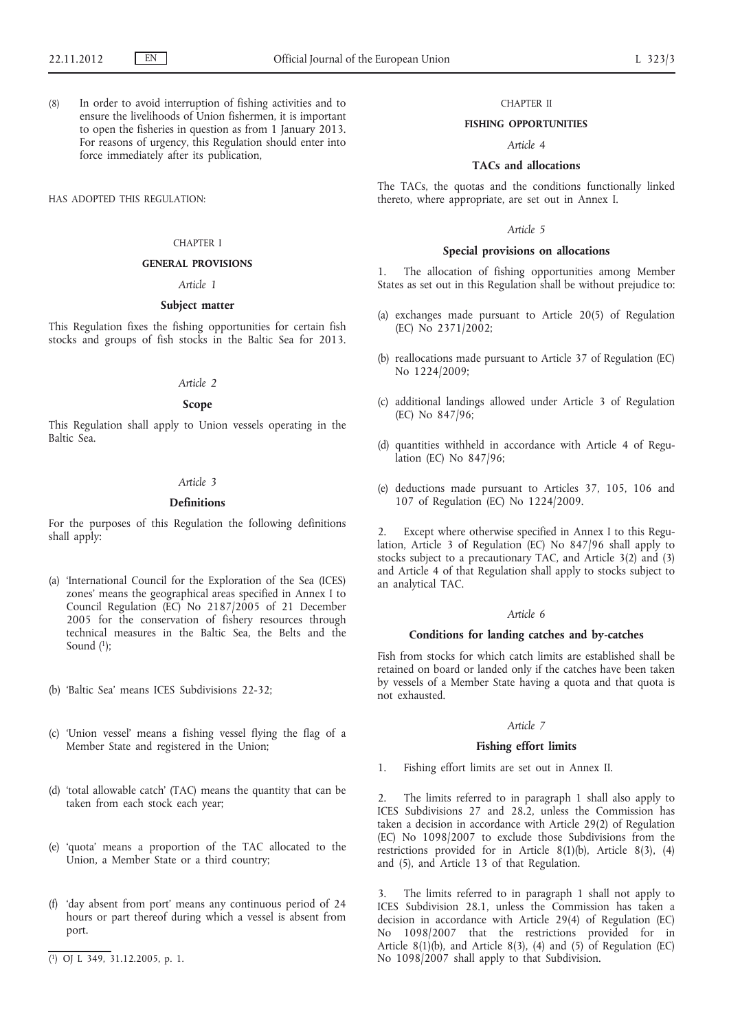(8) In order to avoid interruption of fishing activities and to ensure the livelihoods of Union fishermen, it is important to open the fisheries in question as from 1 January 2013. For reasons of urgency, this Regulation should enter into force immediately after its publication,

HAS ADOPTED THIS REGULATION:

## CHAPTER I

## GENERAL PROVISIONS

*Article 1*

**Subject matter**

This Regulation fixes the fishing opportunities for certain fish stocks and groups of fish stocks in the Baltic Sea for 2013.

*Article 2*

**Scope**

This Regulation shall apply to Union vessels operating in the Baltic Sea.

*Article 3*

**Definitions**

For the purposes of this Regulation the following definitions shall apply:

(a) 'International Council for the Exploration of the Sea (ICES) zones' means the geographical areas specified in Annex I to Council Regulation (EC) No 2187/2005 of 21 December 2005 for the conservation of fishery resources through technical measures in the Baltic Sea, the Belts and the Sound [1];

(b) 'Baltic Sea' means ICES Subdivisions 22-32;

(c) 'Union vessel' means a fishing vessel flying the flag of a Member State and registered in the Union;

(d) 'total allowable catch' (TAC) means the quantity that can be taken from each stock each year;

(e) 'quota' means a proportion of the TAC allocated to the Union, a Member State or a third country;

(f) 'day absent from port' means any continuous period of 24 hours or part thereof during which a vessel is absent from port.

[1] OJ L 349, 31.12.2005, p. 1.

## CHAPTER II

## FISHING OPPORTUNITIES

*Article 4*

**TACs and allocations**

The TACs, the quotas and the conditions functionally linked thereto, where appropriate, are set out in Annex I.

*Article 5*

**Special provisions on allocations**

1. The allocation of fishing opportunities among Member States as set out in this Regulation shall be without prejudice to:

(a) exchanges made pursuant to Article 20(5) of Regulation (EC) No 2371/2002;

(b) reallocations made pursuant to Article 37 of Regulation (EC) No 1224/2009;

(c) additional landings allowed under Article 3 of Regulation (EC) No 847/96;

(d) quantities withheld in accordance with Article 4 of Regulation (EC) No 847/96;

(e) deductions made pursuant to Articles 37, 105, 106 and 107 of Regulation (EC) No 1224/2009.

2. Except where otherwise specified in Annex I to this Regulation, Article 3 of Regulation (EC) No 847/96 shall apply to stocks subject to a precautionary TAC, and Article 3(2) and (3) and Article 4 of that Regulation shall apply to stocks subject to an analytical TAC.

*Article 6*

**Conditions for landing catches and by-catches**

Fish from stocks for which catch limits are established shall be retained on board or landed only if the catches have been taken by vessels of a Member State having a quota and that quota is not exhausted.

*Article 7*

**Fishing effort limits**

1. Fishing effort limits are set out in Annex II.

2. The limits referred to in paragraph 1 shall also apply to ICES Subdivisions 27 and 28.2, unless the Commission has taken a decision in accordance with Article 29(2) of Regulation (EC) No 1098/2007 to exclude those Subdivisions from the restrictions provided for in Article 8(1)(b), Article 8(3), (4) and (5), and Article 13 of that Regulation.

3. The limits referred to in paragraph 1 shall not apply to ICES Subdivision 28.1, unless the Commission has taken a decision in accordance with Article 29(4) of Regulation (EC) No 1098/2007 that the restrictions provided for in Article 8(1)(b), and Article 8(3), (4) and (5) of Regulation (EC) No 1098/2007 shall apply to that Subdivision.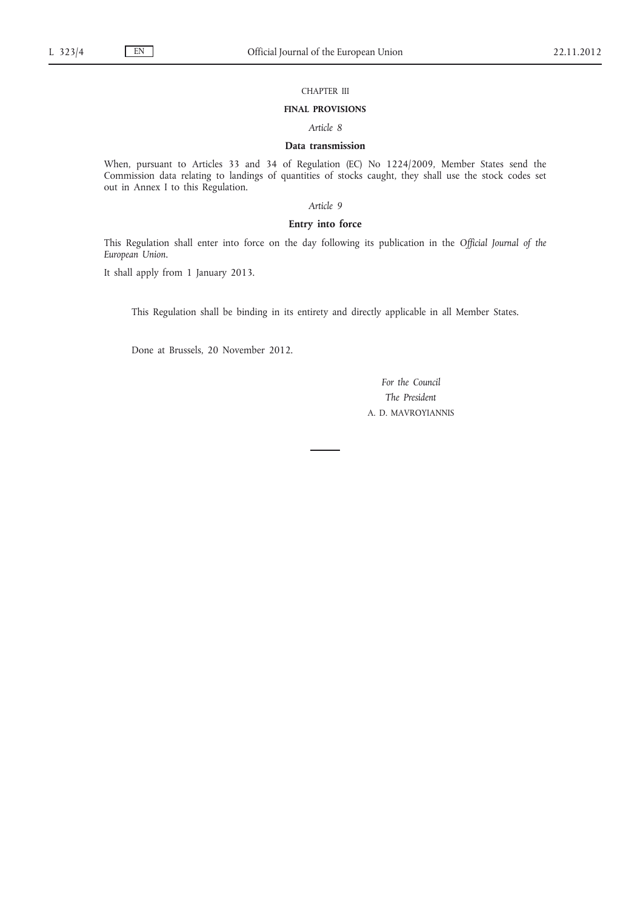## CHAPTER III

## FINAL PROVISIONS

### *Article 8*

### Data transmission

When, pursuant to Articles 33 and 34 of Regulation (EC) No 1224/2009, Member States send the Commission data relating to landings of quantities of stocks caught, they shall use the stock codes set out in Annex I to this Regulation.

### *Article 9*

### Entry into force

This Regulation shall enter into force on the day following its publication in the *Official Journal of the European Union*.

It shall apply from 1 January 2013.

This Regulation shall be binding in its entirety and directly applicable in all Member States.

Done at Brussels, 20 November 2012.

*For the Council*

*The President*

A. D. MAVROYIANNIS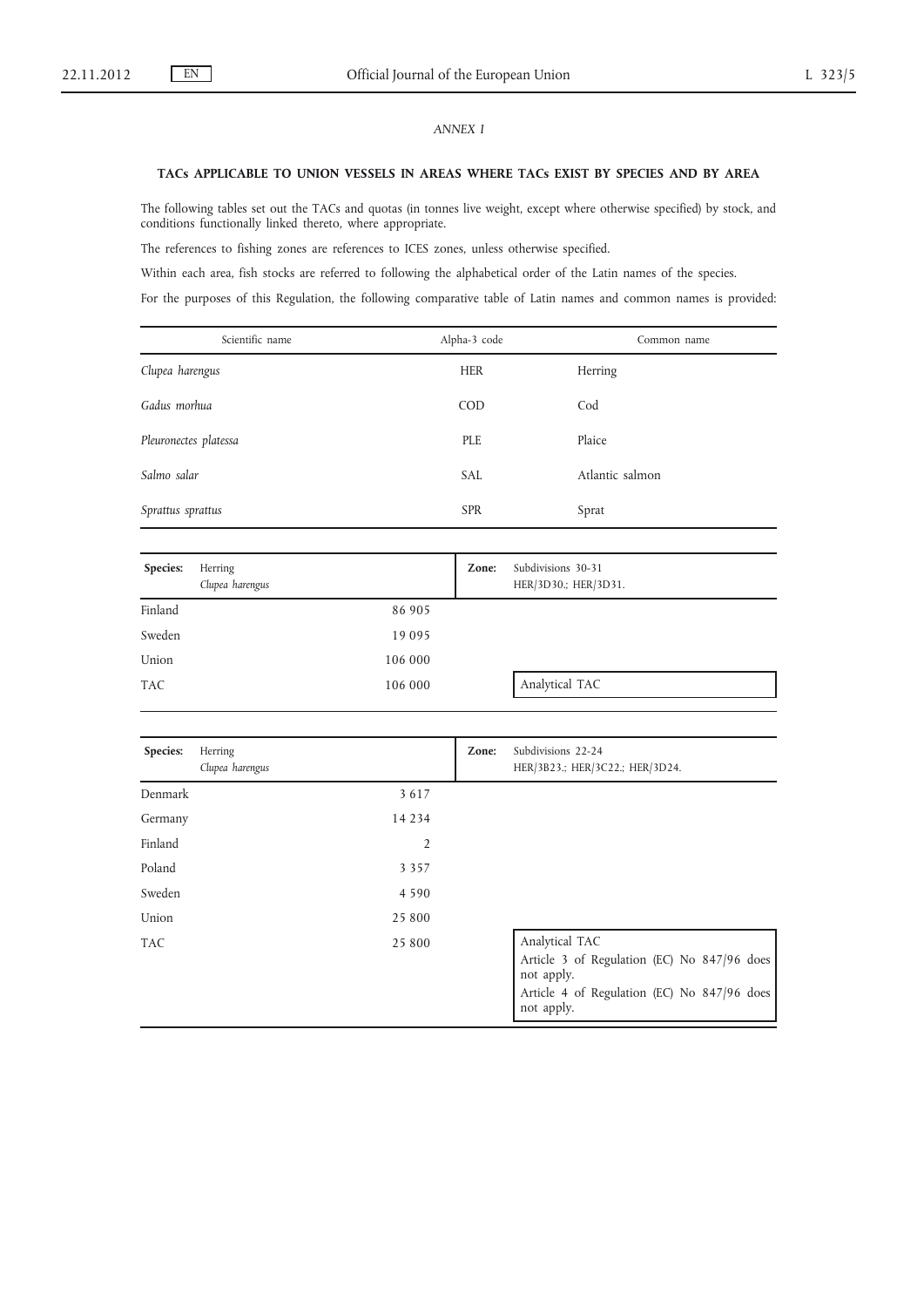*ANNEX I*

**TACs APPLICABLE TO UNION VESSELS IN AREAS WHERE TACs EXIST BY SPECIES AND BY AREA**

The following tables set out the TACs and quotas (in tonnes live weight, except where otherwise specified) by stock, and conditions functionally linked thereto, where appropriate.

The references to fishing zones are references to ICES zones, unless otherwise specified.

Within each area, fish stocks are referred to following the alphabetical order of the Latin names of the species.

For the purposes of this Regulation, the following comparative table of Latin names and common names is provided:

| Scientific name | Alpha-3 code | Common name |
|---|---|---|
| *Clupea harengus* | HER | Herring |
| *Gadus morhua* | COD | Cod |
| *Pleuronectes platessa* | PLE | Plaice |
| *Salmo salar* | SAL | Atlantic salmon |
| *Sprattus sprattus* | SPR | Sprat |

| **Species:** Herring *Clupea harengus* | | **Zone:** Subdivisions 30-31 HER/3D30.; HER/3D31. |
|---|---|---|
| Finland | 86 905 | |
| Sweden | 19 095 | |
| Union | 106 000 | |
| TAC | 106 000 | Analytical TAC |

| **Species:** Herring *Clupea harengus* | | **Zone:** Subdivisions 22-24 HER/3B23.; HER/3C22.; HER/3D24. |
|---|---|---|
| Denmark | 3 617 | |
| Germany | 14 234 | |
| Finland | 2 | |
| Poland | 3 357 | |
| Sweden | 4 590 | |
| Union | 25 800 | |
| TAC | 25 800 | Analytical TAC<br>Article 3 of Regulation (EC) No 847/96 does not apply.<br>Article 4 of Regulation (EC) No 847/96 does not apply. |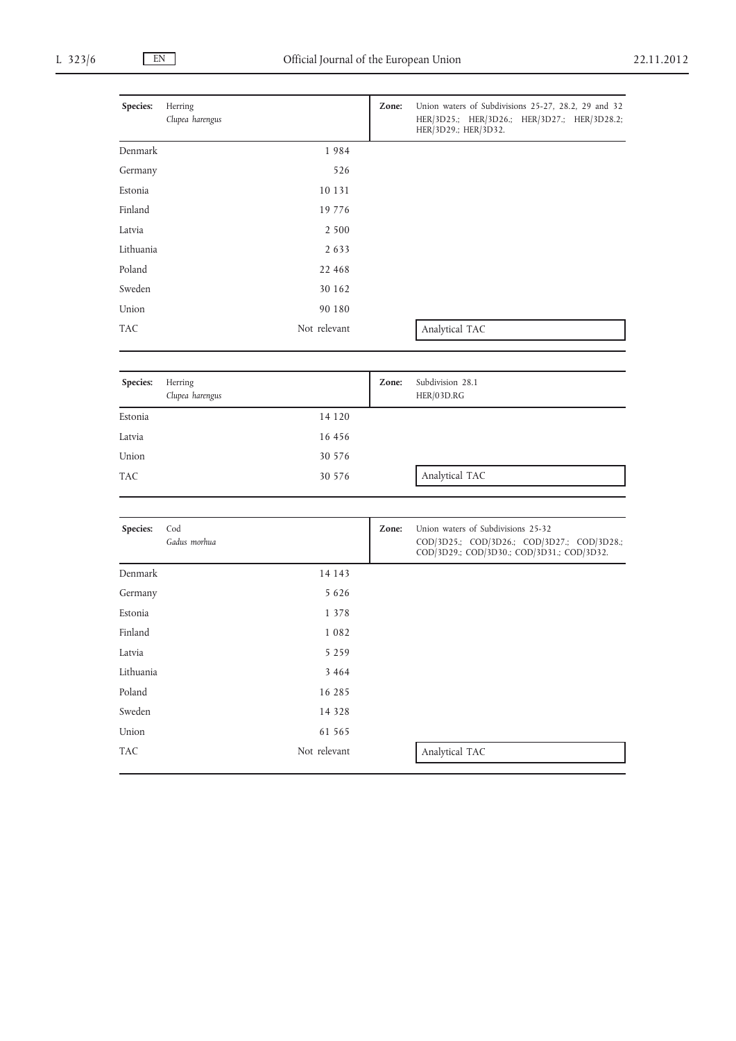| Species: | Herring *Clupea harengus* | Zone: | Union waters of Subdivisions 25-27, 28.2, 29 and 32 HER/3D25.; HER/3D26.; HER/3D27.; HER/3D28.2; HER/3D29.; HER/3D32. |
|---|---|---|---|
| Denmark | 1 984 | | |
| Germany | 526 | | |
| Estonia | 10 131 | | |
| Finland | 19 776 | | |
| Latvia | 2 500 | | |
| Lithuania | 2 633 | | |
| Poland | 22 468 | | |
| Sweden | 30 162 | | |
| Union | 90 180 | | |
| TAC | Not relevant | | Analytical TAC |

| Species: | Herring *Clupea harengus* | Zone: | Subdivision 28.1 HER/03D.RG |
|---|---|---|---|
| Estonia | 14 120 | | |
| Latvia | 16 456 | | |
| Union | 30 576 | | |
| TAC | 30 576 | | Analytical TAC |

| Species: | Cod *Gadus morhua* | Zone: | Union waters of Subdivisions 25-32 COD/3D25.; COD/3D26.; COD/3D27.; COD/3D28.; COD/3D29.; COD/3D30.; COD/3D31.; COD/3D32. |
|---|---|---|---|
| Denmark | 14 143 | | |
| Germany | 5 626 | | |
| Estonia | 1 378 | | |
| Finland | 1 082 | | |
| Latvia | 5 259 | | |
| Lithuania | 3 464 | | |
| Poland | 16 285 | | |
| Sweden | 14 328 | | |
| Union | 61 565 | | |
| TAC | Not relevant | | Analytical TAC |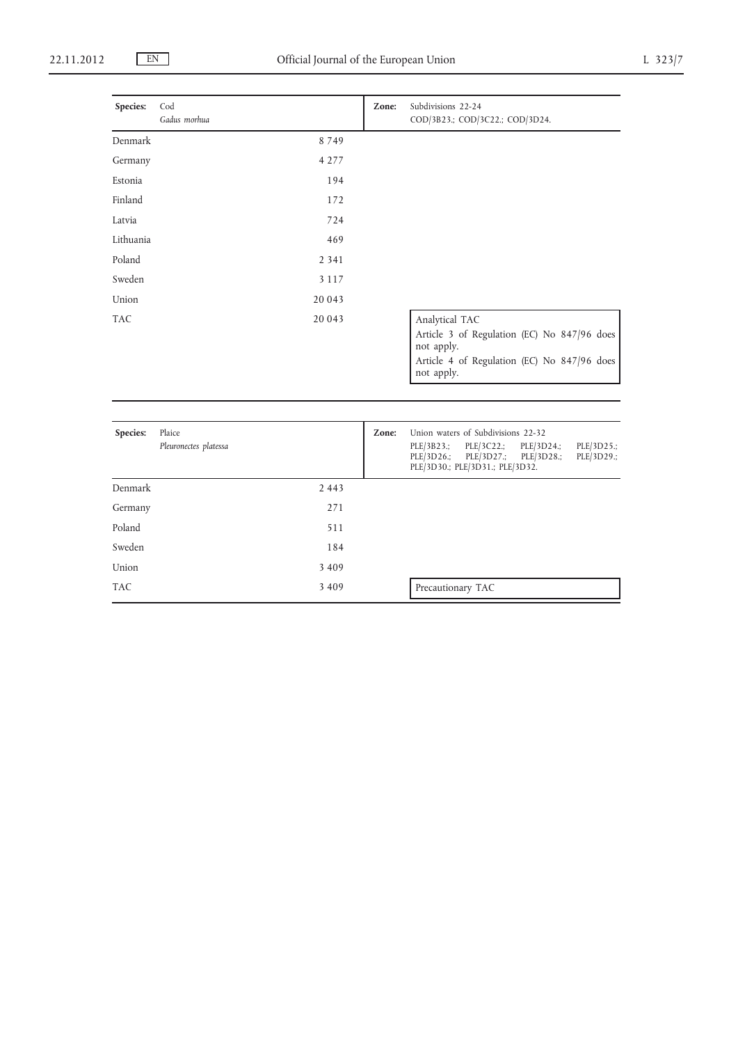| **Species:** | Cod *Gadus morhua* | **Zone:** | Subdivisions 22-24 COD/3B23.; COD/3C22.; COD/3D24. |
|---|---|---|---|
| Denmark | 8 749 | | |
| Germany | 4 277 | | |
| Estonia | 194 | | |
| Finland | 172 | | |
| Latvia | 724 | | |
| Lithuania | 469 | | |
| Poland | 2 341 | | |
| Sweden | 3 117 | | |
| Union | 20 043 | | |
| TAC | 20 043 | | Analytical TAC<br>Article 3 of Regulation (EC) No 847/96 does not apply.<br>Article 4 of Regulation (EC) No 847/96 does not apply. |

| **Species:** | Plaice *Pleuronectes platessa* | **Zone:** | Union waters of Subdivisions 22-32 PLE/3B23.; PLE/3C22.; PLE/3D24.; PLE/3D25.; PLE/3D26.; PLE/3D27.; PLE/3D28.; PLE/3D29.; PLE/3D30.; PLE/3D31.; PLE/3D32. |
|---|---|---|---|
| Denmark | 2 443 | | |
| Germany | 271 | | |
| Poland | 511 | | |
| Sweden | 184 | | |
| Union | 3 409 | | |
| TAC | 3 409 | | Precautionary TAC |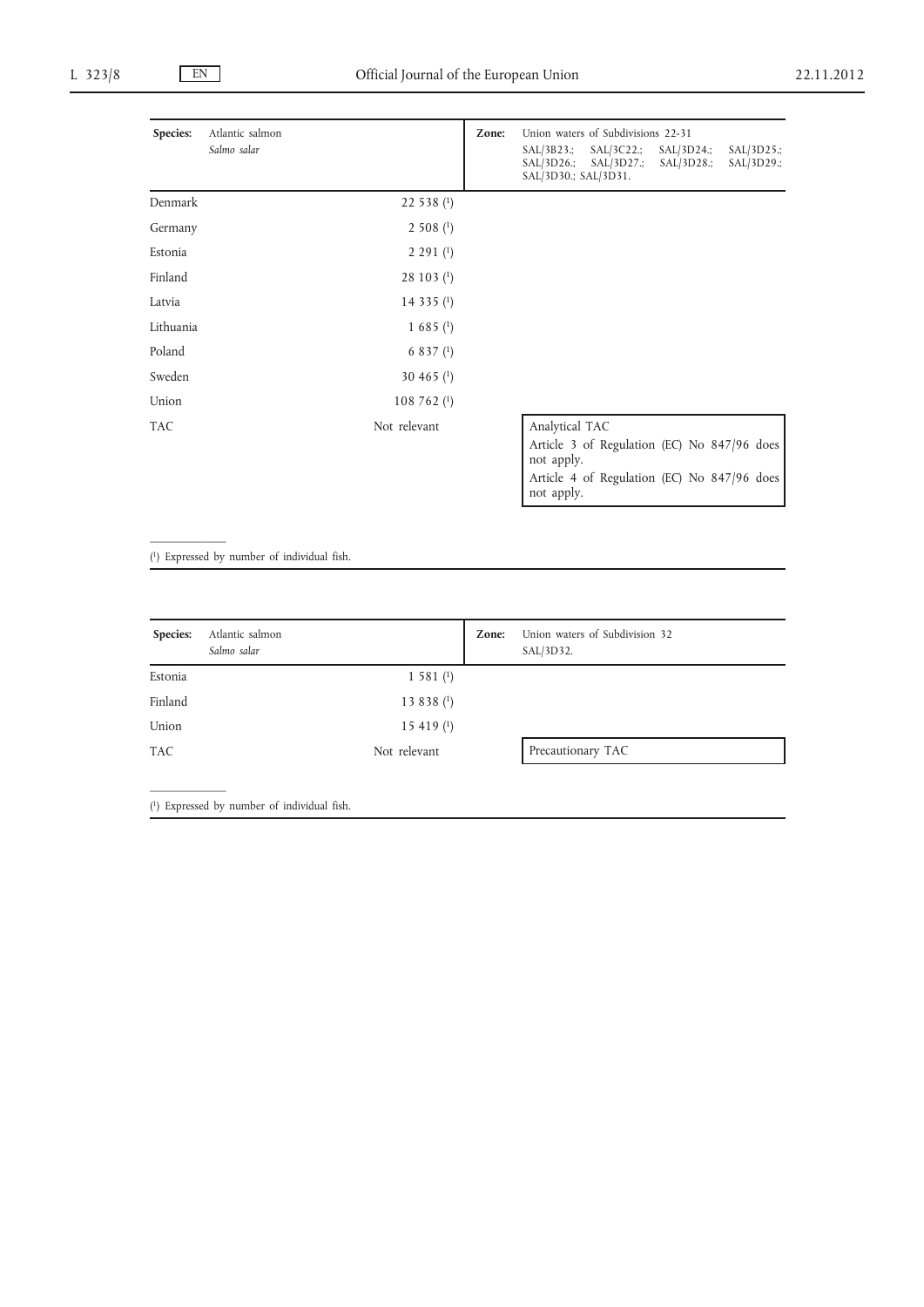| Species: | Atlantic salmon *Salmo salar* | Zone: | Union waters of Subdivisions 22-31 SAL/3B23.; SAL/3C22.; SAL/3D24.; SAL/3D25.; SAL/3D26.; SAL/3D27.; SAL/3D28.; SAL/3D29.; SAL/3D30.; SAL/3D31. |
|---|---|---|---|
| Denmark | 22 538 [1] | | |
| Germany | 2 508 [1] | | |
| Estonia | 2 291 [1] | | |
| Finland | 28 103 [1] | | |
| Latvia | 14 335 [1] | | |
| Lithuania | 1 685 [1] | | |
| Poland | 6 837 [1] | | |
| Sweden | 30 465 [1] | | |
| Union | 108 762 [1] | | |
| TAC | Not relevant | | Analytical TAC<br>Article 3 of Regulation (EC) No 847/96 does not apply.<br>Article 4 of Regulation (EC) No 847/96 does not apply. |

[1] Expressed by number of individual fish.

| Species: | Atlantic salmon *Salmo salar* | Zone: | Union waters of Subdivision 32 SAL/3D32. |
|---|---|---|---|
| Estonia | 1 581 [1] | | |
| Finland | 13 838 [1] | | |
| Union | 15 419 [1] | | |
| TAC | Not relevant | | Precautionary TAC |

[1] Expressed by number of individual fish.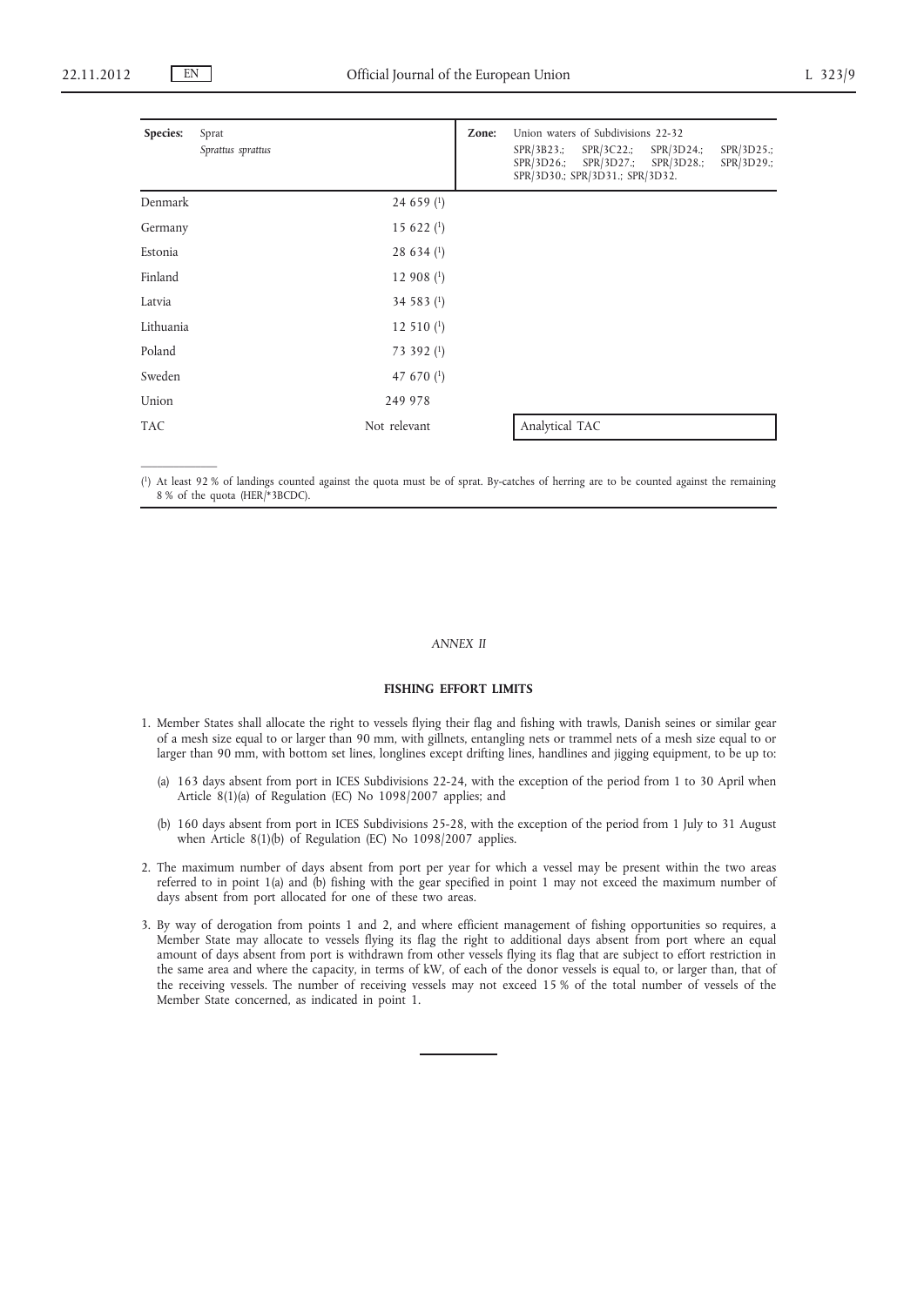| Species: | Sprat *Sprattus sprattus* | Zone: | Union waters of Subdivisions 22-32 SPR/3B23.; SPR/3C22.; SPR/3D24.; SPR/3D25.; SPR/3D26.; SPR/3D27.; SPR/3D28.; SPR/3D29.; SPR/3D30.; SPR/3D31.; SPR/3D32. |
|---|---|---|---|
| Denmark | 24 659 [1] | | |
| Germany | 15 622 [1] | | |
| Estonia | 28 634 [1] | | |
| Finland | 12 908 [1] | | |
| Latvia | 34 583 [1] | | |
| Lithuania | 12 510 [1] | | |
| Poland | 73 392 [1] | | |
| Sweden | 47 670 [1] | | |
| Union | 249 978 | | |
| TAC | Not relevant | | Analytical TAC |

[1] At least 92 % of landings counted against the quota must be of sprat. By-catches of herring are to be counted against the remaining 8 % of the quota (HER/*3BCDC).

*ANNEX II*

## FISHING EFFORT LIMITS

1. Member States shall allocate the right to vessels flying their flag and fishing with trawls, Danish seines or similar gear of a mesh size equal to or larger than 90 mm, with gillnets, entangling nets or trammel nets of a mesh size equal to or larger than 90 mm, with bottom set lines, longlines except drifting lines, handlines and jigging equipment, to be up to:

   (a) 163 days absent from port in ICES Subdivisions 22-24, with the exception of the period from 1 to 30 April when Article 8(1)(a) of Regulation (EC) No 1098/2007 applies; and

   (b) 160 days absent from port in ICES Subdivisions 25-28, with the exception of the period from 1 July to 31 August when Article 8(1)(b) of Regulation (EC) No 1098/2007 applies.

2. The maximum number of days absent from port per year for which a vessel may be present within the two areas referred to in point 1(a) and (b) fishing with the gear specified in point 1 may not exceed the maximum number of days absent from port allocated for one of these two areas.

3. By way of derogation from points 1 and 2, and where efficient management of fishing opportunities so requires, a Member State may allocate to vessels flying its flag the right to additional days absent from port where an equal amount of days absent from port is withdrawn from other vessels flying its flag that are subject to effort restriction in the same area and where the capacity, in terms of kW, of each of the donor vessels is equal to, or larger than, that of the receiving vessels. The number of receiving vessels may not exceed 15 % of the total number of vessels of the Member State concerned, as indicated in point 1.